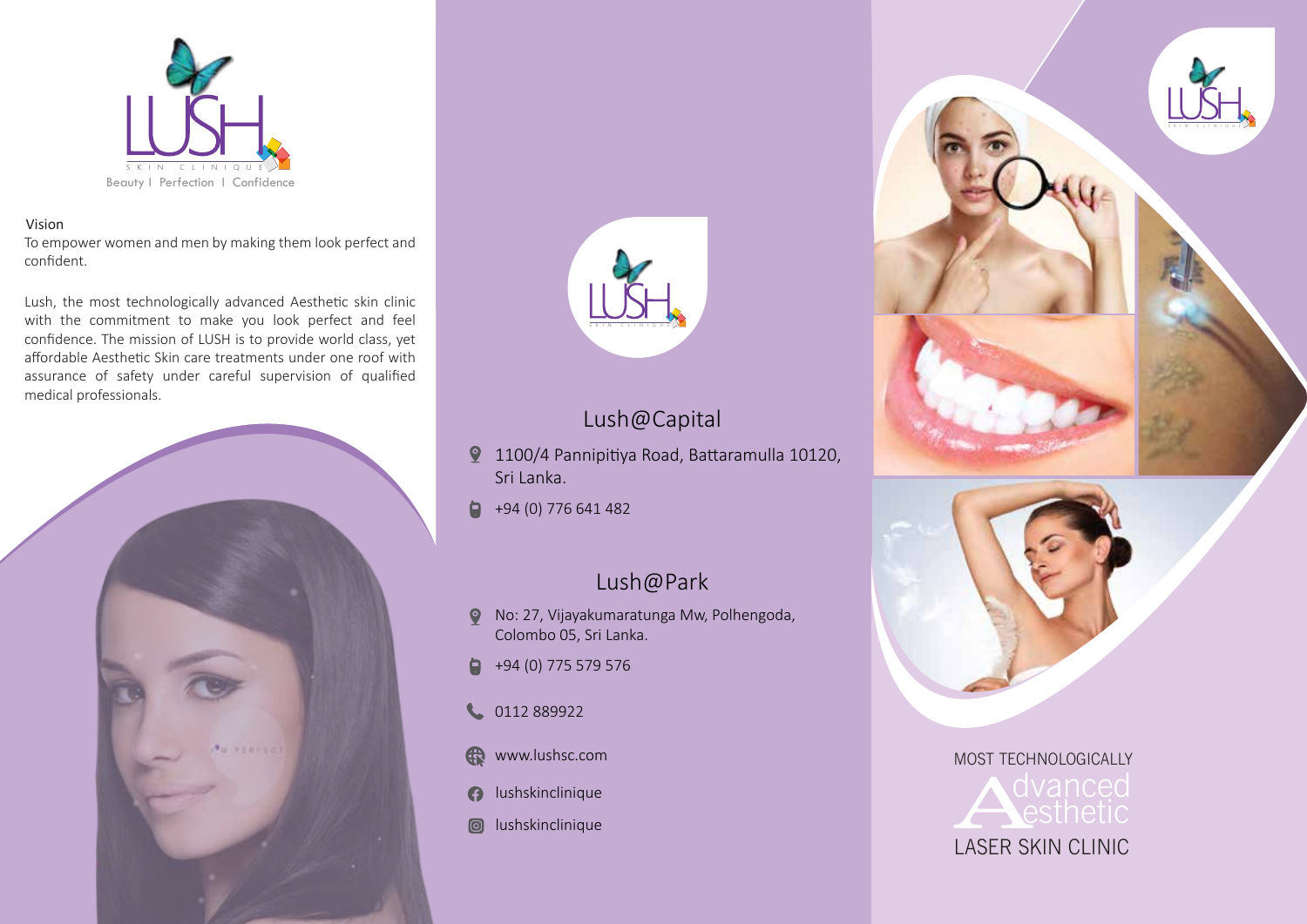# LUSH

SKIN CLINIQUE

Beauty | Perfection | Confidence

Vision

To empower women and men by making them look perfect and confident.

Lush, the most technologically advanced Aesthetic skin clinic with the commitment to make you look perfect and feel confidence. The mission of LUSH is to provide world class, yet affordable Aesthetic Skin care treatments under one roof with assurance of safety under careful supervision of qualified medical professionals.

## Lush@Capital

1100/4 Pannipitiya Road, Battaramulla 10120, Sri Lanka.

+94 (0) 776 641 482

## Lush@Park

No: 27, Vijayakumaratunga Mw, Polhengoda, Colombo 05, Sri Lanka.

+94 (0) 775 579 576

0112 889922

www.lushsc.com

lushskinclinique

lushskinclinique

MOST TECHNOLOGICALLY

Advanced Aesthetic

LASER SKIN CLINIC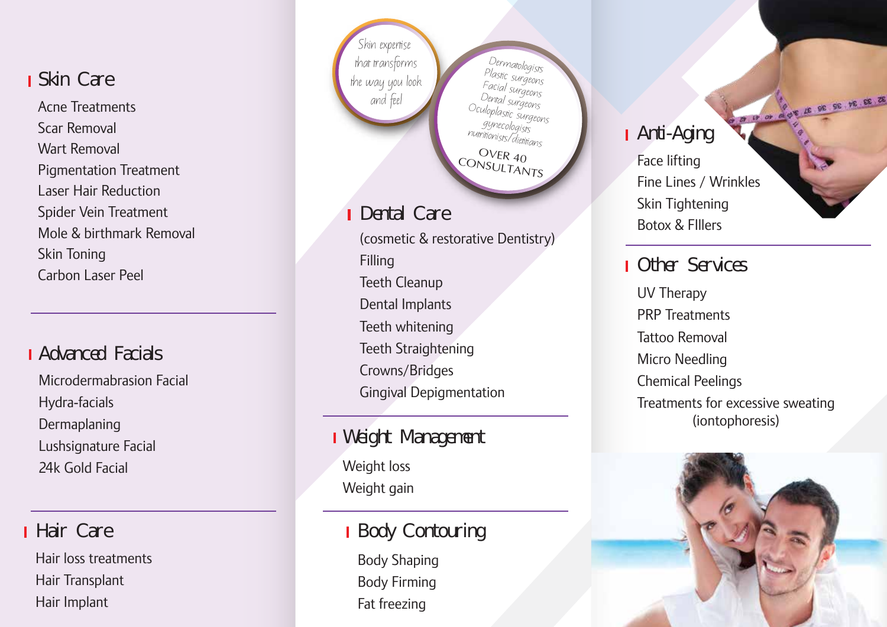## Skin Care

- Acne Treatments
- Scar Removal
- Wart Removal
- Pigmentation Treatment
- Laser Hair Reduction
- Spider Vein Treatment
- Mole & birthmark Removal
- Skin Toning
- Carbon Laser Peel

## Advanced Facials

- Microdermabrasion Facial
- Hydra-facials
- Dermaplaning
- Lushsignature Facial
- 24k Gold Facial

## Hair Care

- Hair loss treatments
- Hair Transplant
- Hair Implant

Skin expertise that transforms the way you look and feel

Dermatologists
Plastic surgeons
Facial surgeons
Dental surgeons
Oculoplastic surgeons
gynecologists
nutritionists/dietitians

OVER 40 CONSULTANTS

## Dental Care

(cosmetic & restorative Dentistry)

- Filling
- Teeth Cleanup
- Dental Implants
- Teeth whitening
- Teeth Straightening
- Crowns/Bridges
- Gingival Depigmentation

## Weight Management

- Weight loss
- Weight gain

## Body Contouring

- Body Shaping
- Body Firming
- Fat freezing

## Anti-Aging

- Face lifting
- Fine Lines / Wrinkles
- Skin Tightening
- Botox & FIllers

## Other Services

- UV Therapy
- PRP Treatments
- Tattoo Removal
- Micro Needling
- Chemical Peelings
- Treatments for excessive sweating (iontophoresis)